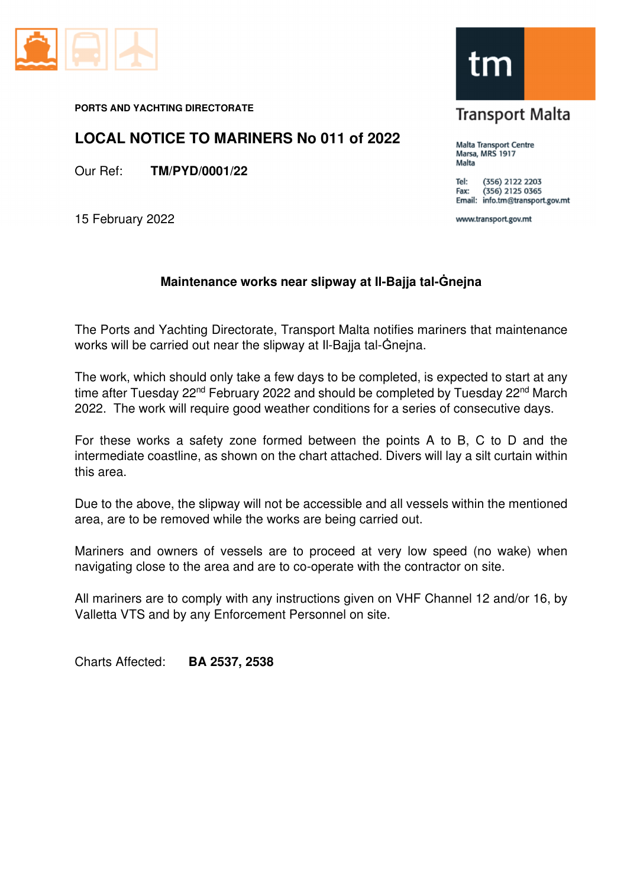Transport Malta

Malta Transport Centre
Marsa, MRS 1917
Malta

Tel: (356) 2122 2203
Fax: (356) 2125 0365
Email: info.tm@transport.gov.mt

www.transport.gov.mt

**PORTS AND YACHTING DIRECTORATE**

# LOCAL NOTICE TO MARINERS No 011 of 2022

Our Ref: **TM/PYD/0001/22**

15 February 2022

## Maintenance works near slipway at Il-Bajja tal-Ġnejna

The Ports and Yachting Directorate, Transport Malta notifies mariners that maintenance works will be carried out near the slipway at Il-Bajja tal-Ġnejna.

The work, which should only take a few days to be completed, is expected to start at any time after Tuesday 22nd February 2022 and should be completed by Tuesday 22nd March 2022. The work will require good weather conditions for a series of consecutive days.

For these works a safety zone formed between the points A to B, C to D and the intermediate coastline, as shown on the chart attached. Divers will lay a silt curtain within this area.

Due to the above, the slipway will not be accessible and all vessels within the mentioned area, are to be removed while the works are being carried out.

Mariners and owners of vessels are to proceed at very low speed (no wake) when navigating close to the area and are to co-operate with the contractor on site.

All mariners are to comply with any instructions given on VHF Channel 12 and/or 16, by Valletta VTS and by any Enforcement Personnel on site.

Charts Affected: **BA 2537, 2538**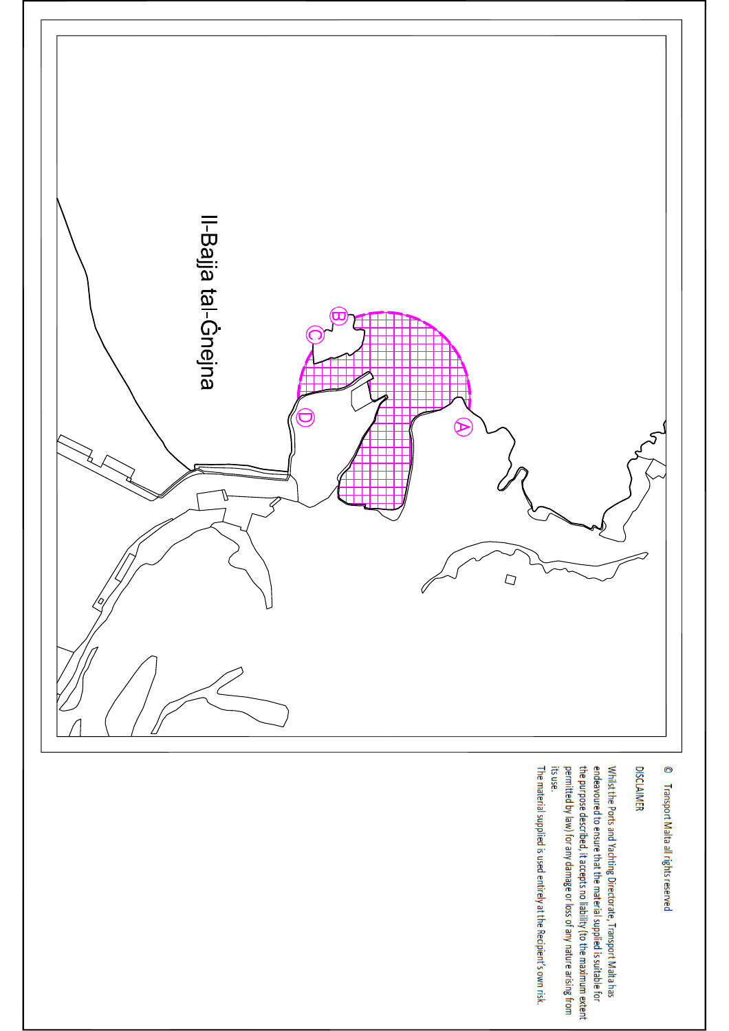Il-Bajja tal-Ġnejna

A

B

C

D

© Transport Malta all rights reserved

DISCLAIMER

Whilst the Ports and Yachting Directorate, Transport Malta has endeavoured to ensure that the material supplied is suitable for the purpose described, it accepts no liability (to the maximum extent permitted by law) for any damage or loss of any nature arising from its use.

The material supplied is used entirely at the Recipient's own risk.